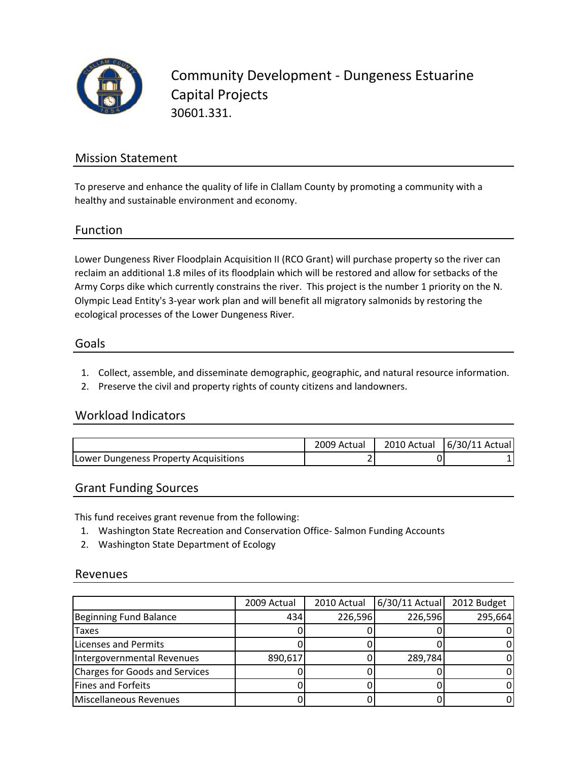# Community Development - Dungeness Estuarine Capital Projects

30601.331.

## Mission Statement

To preserve and enhance the quality of life in Clallam County by promoting a community with a healthy and sustainable environment and economy.

## Function

Lower Dungeness River Floodplain Acquisition II (RCO Grant) will purchase property so the river can reclaim an additional 1.8 miles of its floodplain which will be restored and allow for setbacks of the Army Corps dike which currently constrains the river. This project is the number 1 priority on the N. Olympic Lead Entity's 3-year work plan and will benefit all migratory salmonids by restoring the ecological processes of the Lower Dungeness River.

## Goals

1. Collect, assemble, and disseminate demographic, geographic, and natural resource information.
2. Preserve the civil and property rights of county citizens and landowners.

## Workload Indicators

| | 2009 Actual | 2010 Actual | 6/30/11 Actual |
|---|---|---|---|
| Lower Dungeness Property Acquisitions | 2 | 0 | 1 |

## Grant Funding Sources

This fund receives grant revenue from the following:

1. Washington State Recreation and Conservation Office- Salmon Funding Accounts
2. Washington State Department of Ecology

## Revenues

| | 2009 Actual | 2010 Actual | 6/30/11 Actual | 2012 Budget |
|---|---|---|---|---|
| Beginning Fund Balance | 434 | 226,596 | 226,596 | 295,664 |
| Taxes | 0 | 0 | 0 | 0 |
| Licenses and Permits | 0 | 0 | 0 | 0 |
| Intergovernmental Revenues | 890,617 | 0 | 289,784 | 0 |
| Charges for Goods and Services | 0 | 0 | 0 | 0 |
| Fines and Forfeits | 0 | 0 | 0 | 0 |
| Miscellaneous Revenues | 0 | 0 | 0 | 0 |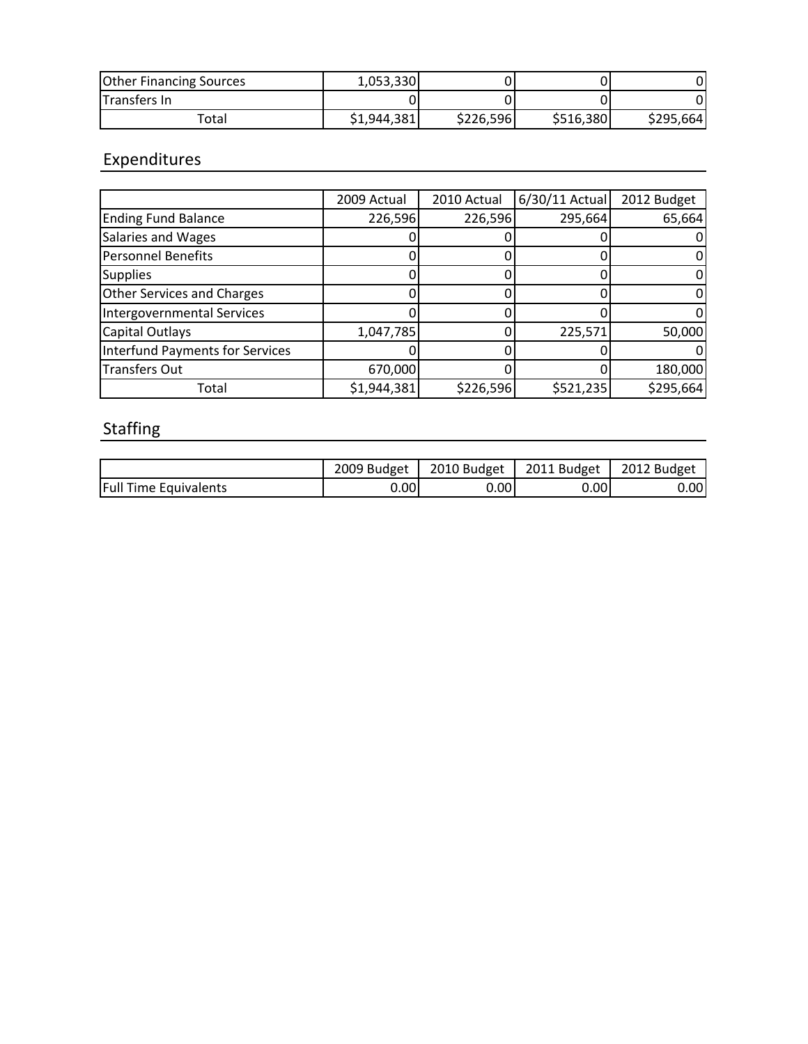| | | | | |
|---|---|---|---|---|
| Other Financing Sources | 1,053,330 | 0 | 0 | 0 |
| Transfers In | 0 | 0 | 0 | 0 |
| Total | $1,944,381 | $226,596 | $516,380 | $295,664 |

## Expenditures

| | 2009 Actual | 2010 Actual | 6/30/11 Actual | 2012 Budget |
|---|---|---|---|---|
| Ending Fund Balance | 226,596 | 226,596 | 295,664 | 65,664 |
| Salaries and Wages | 0 | 0 | 0 | 0 |
| Personnel Benefits | 0 | 0 | 0 | 0 |
| Supplies | 0 | 0 | 0 | 0 |
| Other Services and Charges | 0 | 0 | 0 | 0 |
| Intergovernmental Services | 0 | 0 | 0 | 0 |
| Capital Outlays | 1,047,785 | 0 | 225,571 | 50,000 |
| Interfund Payments for Services | 0 | 0 | 0 | 0 |
| Transfers Out | 670,000 | 0 | 0 | 180,000 |
| Total | $1,944,381 | $226,596 | $521,235 | $295,664 |

## Staffing

| | 2009 Budget | 2010 Budget | 2011 Budget | 2012 Budget |
|---|---|---|---|---|
| Full Time Equivalents | 0.00 | 0.00 | 0.00 | 0.00 |